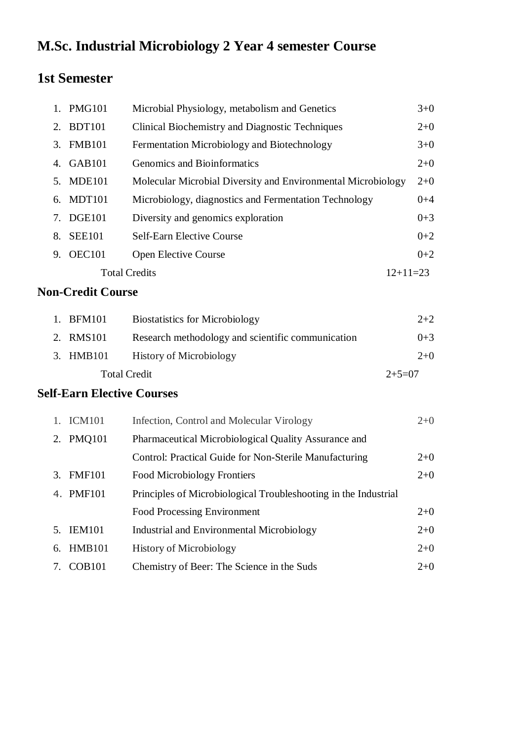# M.Sc. Industrial Microbiology 2 Year 4 semester Course

## 1st Semester

| | Code | Course | Credits |
|---|---|---|---|
| 1. | PMG101 | Microbial Physiology, metabolism and Genetics | 3+0 |
| 2. | BDT101 | Clinical Biochemistry and Diagnostic Techniques | 2+0 |
| 3. | FMB101 | Fermentation Microbiology and Biotechnology | 3+0 |
| 4. | GAB101 | Genomics and Bioinformatics | 2+0 |
| 5. | MDE101 | Molecular Microbial Diversity and Environmental Microbiology | 2+0 |
| 6. | MDT101 | Microbiology, diagnostics and Fermentation Technology | 0+4 |
| 7. | DGE101 | Diversity and genomics exploration | 0+3 |
| 8. | SEE101 | Self-Earn Elective Course | 0+2 |
| 9. | OEC101 | Open Elective Course | 0+2 |
| | | Total Credits | 12+11=23 |

## Non-Credit Course

| | Code | Course | Credits |
|---|---|---|---|
| 1. | BFM101 | Biostatistics for Microbiology | 2+2 |
| 2. | RMS101 | Research methodology and scientific communication | 0+3 |
| 3. | HMB101 | History of Microbiology | 2+0 |
| | | Total Credit | 2+5=07 |

## Self-Earn Elective Courses

| | Code | Course | Credits |
|---|---|---|---|
| 1. | ICM101 | Infection, Control and Molecular Virology | 2+0 |
| 2. | PMQ101 | Pharmaceutical Microbiological Quality Assurance and Control: Practical Guide for Non-Sterile Manufacturing | 2+0 |
| 3. | FMF101 | Food Microbiology Frontiers | 2+0 |
| 4. | PMF101 | Principles of Microbiological Troubleshooting in the Industrial Food Processing Environment | 2+0 |
| 5. | IEM101 | Industrial and Environmental Microbiology | 2+0 |
| 6. | HMB101 | History of Microbiology | 2+0 |
| 7. | COB101 | Chemistry of Beer: The Science in the Suds | 2+0 |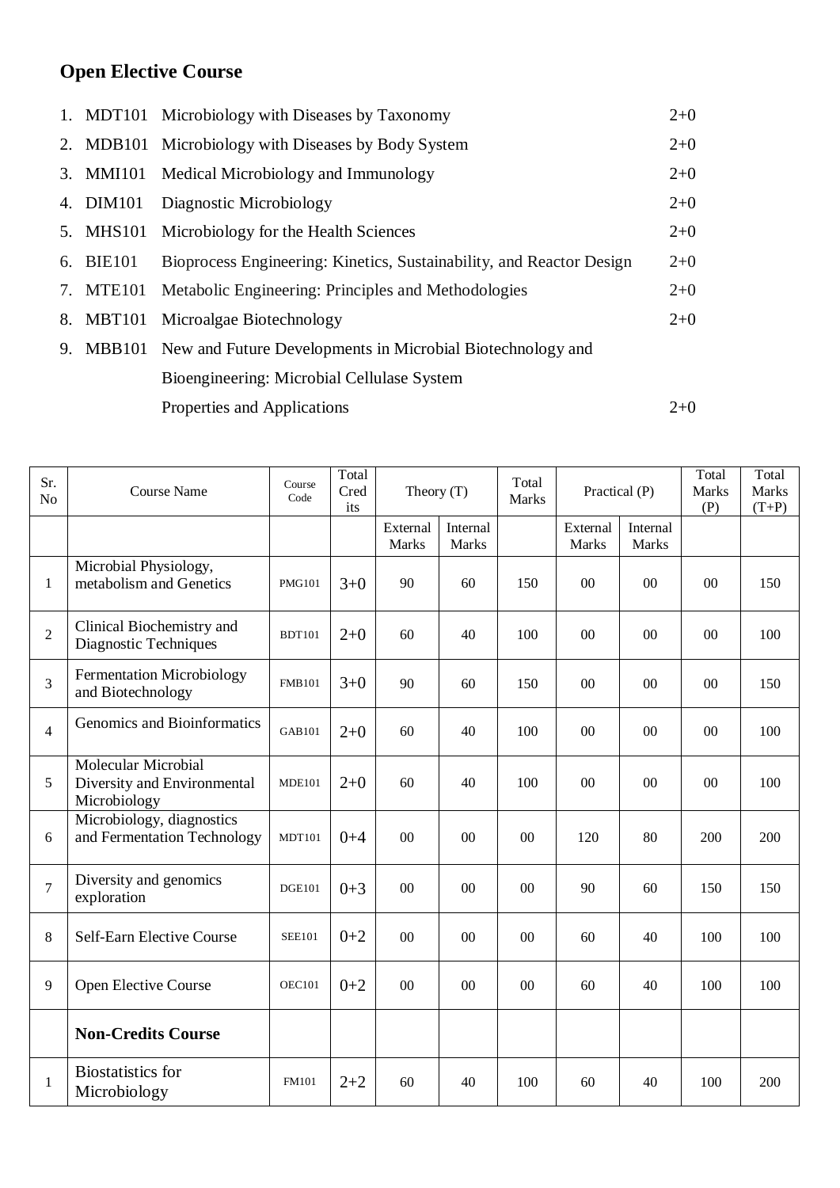## Open Element Course

## Open Elective Course

1. MDT101 Microbiology with Diseases by Taxonomy 2+0
2. MDB101 Microbiology with Diseases by Body System 2+0
3. MMI101 Medical Microbiology and Immunology 2+0
4. DIM101 Diagnostic Microbiology 2+0
5. MHS101 Microbiology for the Health Sciences 2+0
6. BIE101 Bioprocess Engineering: Kinetics, Sustainability, and Reactor Design 2+0
7. MTE101 Metabolic Engineering: Principles and Methodologies 2+0
8. MBT101 Microalgae Biotechnology 2+0
9. MBB101 New and Future Developments in Microbial Biotechnology and Bioengineering: Microbial Cellulase System Properties and Applications 2+0

| Sr. No | Course Name | Course Code | Total Credits | Theory (T) | | Total Marks | Practical (P) | | Total Marks (P) | Total Marks (T+P) |
|---|---|---|---|---|---|---|---|---|---|---|
| | | | | External Marks | Internal Marks | | External Marks | Internal Marks | | |
| 1 | Microbial Physiology, metabolism and Genetics | PMG101 | 3+0 | 90 | 60 | 150 | 00 | 00 | 00 | 150 |
| 2 | Clinical Biochemistry and Diagnostic Techniques | BDT101 | 2+0 | 60 | 40 | 100 | 00 | 00 | 00 | 100 |
| 3 | Fermentation Microbiology and Biotechnology | FMB101 | 3+0 | 90 | 60 | 150 | 00 | 00 | 00 | 150 |
| 4 | Genomics and Bioinformatics | GAB101 | 2+0 | 60 | 40 | 100 | 00 | 00 | 00 | 100 |
| 5 | Molecular Microbial Diversity and Environmental Microbiology | MDE101 | 2+0 | 60 | 40 | 100 | 00 | 00 | 00 | 100 |
| 6 | Microbiology, diagnostics and Fermentation Technology | MDT101 | 0+4 | 00 | 00 | 00 | 120 | 80 | 200 | 200 |
| 7 | Diversity and genomics exploration | DGE101 | 0+3 | 00 | 00 | 00 | 90 | 60 | 150 | 150 |
| 8 | Self-Earn Elective Course | SEE101 | 0+2 | 00 | 00 | 00 | 60 | 40 | 100 | 100 |
| 9 | Open Elective Course | OEC101 | 0+2 | 00 | 00 | 00 | 60 | 40 | 100 | 100 |
| | **Non-Credits Course** | | | | | | | | | |
| 1 | Biostatistics for Microbiology | FM101 | 2+2 | 60 | 40 | 100 | 60 | 40 | 100 | 200 |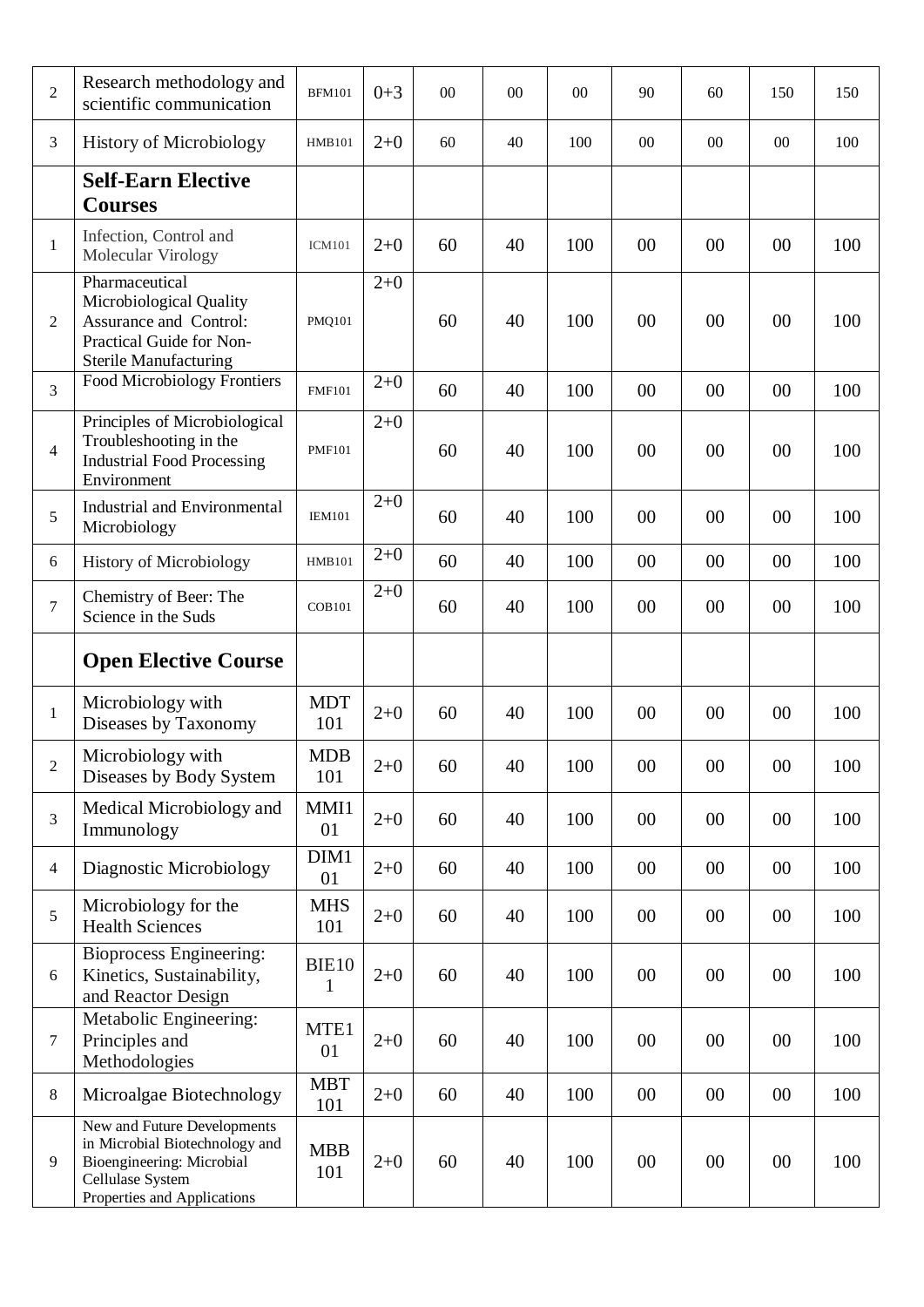| 2 | Research methodology and scientific communication | BFM101 | 0+3 | 00 | 00 | 00 | 90 | 60 | 150 | 150 |
|---|---|---|---|---|---|---|---|---|---|---|
| 3 | History of Microbiology | HMB101 | 2+0 | 60 | 40 | 100 | 00 | 00 | 00 | 100 |
| | **Self-Earn Elective Courses** | | | | | | | | | |
| 1 | Infection, Control and Molecular Virology | ICM101 | 2+0 | 60 | 40 | 100 | 00 | 00 | 00 | 100 |
| 2 | Pharmaceutical Microbiological Quality Assurance and Control: Practical Guide for Non-Sterile Manufacturing | PMQ101 | 2+0 | 60 | 40 | 100 | 00 | 00 | 00 | 100 |
| 3 | Food Microbiology Frontiers | FMF101 | 2+0 | 60 | 40 | 100 | 00 | 00 | 00 | 100 |
| 4 | Principles of Microbiological Troubleshooting in the Industrial Food Processing Environment | PMF101 | 2+0 | 60 | 40 | 100 | 00 | 00 | 00 | 100 |
| 5 | Industrial and Environmental Microbiology | IEM101 | 2+0 | 60 | 40 | 100 | 00 | 00 | 00 | 100 |
| 6 | History of Microbiology | HMB101 | 2+0 | 60 | 40 | 100 | 00 | 00 | 00 | 100 |
| 7 | Chemistry of Beer: The Science in the Suds | COB101 | 2+0 | 60 | 40 | 100 | 00 | 00 | 00 | 100 |
| | **Open Elective Course** | | | | | | | | | |
| 1 | Microbiology with Diseases by Taxonomy | MDT 101 | 2+0 | 60 | 40 | 100 | 00 | 00 | 00 | 100 |
| 2 | Microbiology with Diseases by Body System | MDB 101 | 2+0 | 60 | 40 | 100 | 00 | 00 | 00 | 100 |
| 3 | Medical Microbiology and Immunology | MMI1 01 | 2+0 | 60 | 40 | 100 | 00 | 00 | 00 | 100 |
| 4 | Diagnostic Microbiology | DIM1 01 | 2+0 | 60 | 40 | 100 | 00 | 00 | 00 | 100 |
| 5 | Microbiology for the Health Sciences | MHS 101 | 2+0 | 60 | 40 | 100 | 00 | 00 | 00 | 100 |
| 6 | Bioprocess Engineering: Kinetics, Sustainability, and Reactor Design | BIE10 1 | 2+0 | 60 | 40 | 100 | 00 | 00 | 00 | 100 |
| 7 | Metabolic Engineering: Principles and Methodologies | MTE1 01 | 2+0 | 60 | 40 | 100 | 00 | 00 | 00 | 100 |
| 8 | Microalgae Biotechnology | MBT 101 | 2+0 | 60 | 40 | 100 | 00 | 00 | 00 | 100 |
| 9 | New and Future Developments in Microbial Biotechnology and Bioengineering: Microbial Cellulase System Properties and Applications | MBB 101 | 2+0 | 60 | 40 | 100 | 00 | 00 | 00 | 100 |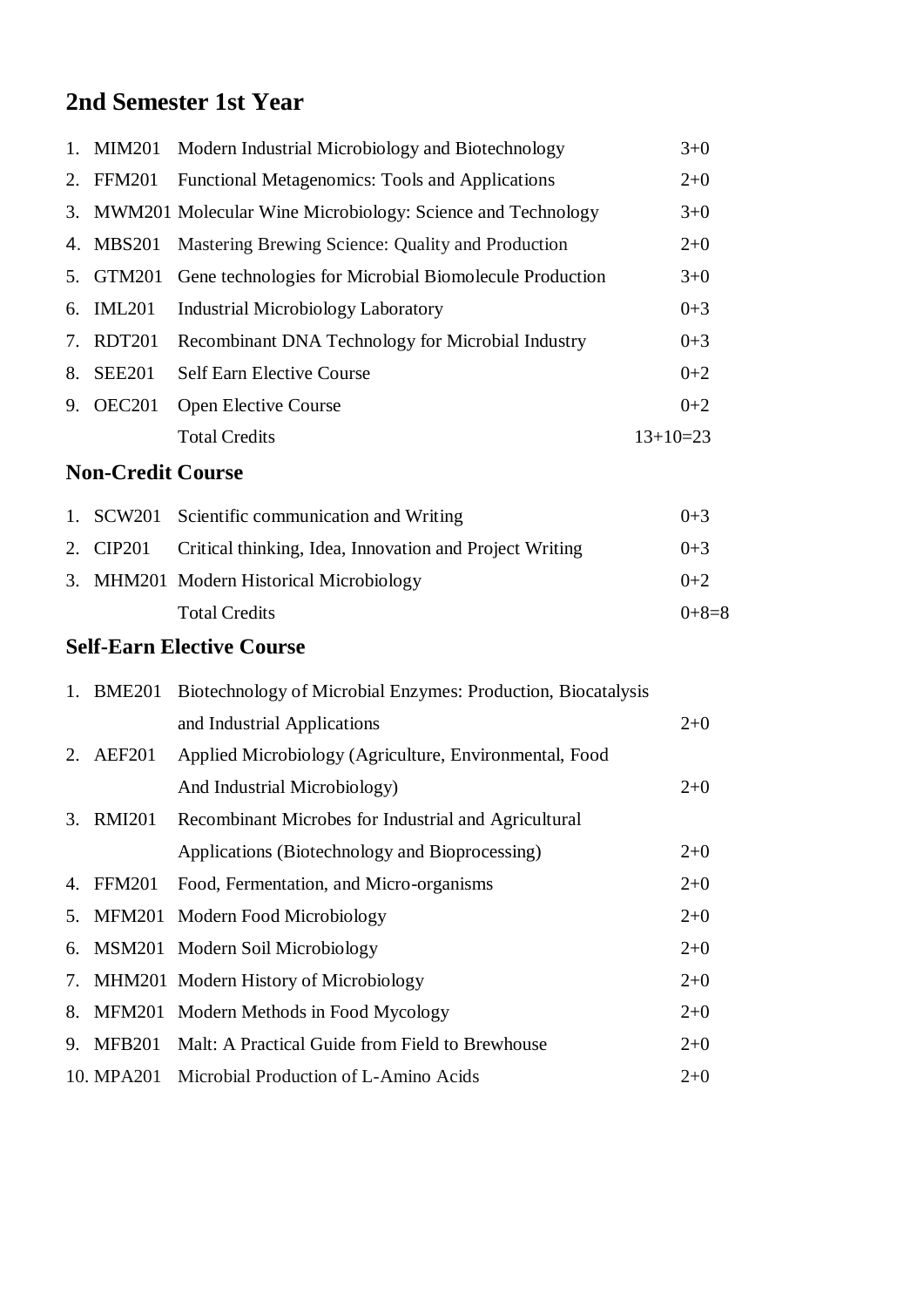## 2nd Semester 1st Year

| No. | Code | Course Title | Credits |
|---|---|---|---|
| 1. | MIM201 | Modern Industrial Microbiology and Biotechnology | 3+0 |
| 2. | FFM201 | Functional Metagenomics: Tools and Applications | 2+0 |
| 3. | MWM201 | Molecular Wine Microbiology: Science and Technology | 3+0 |
| 4. | MBS201 | Mastering Brewing Science: Quality and Production | 2+0 |
| 5. | GTM201 | Gene technologies for Microbial Biomolecule Production | 3+0 |
| 6. | IML201 | Industrial Microbiology Laboratory | 0+3 |
| 7. | RDT201 | Recombinant DNA Technology for Microbial Industry | 0+3 |
| 8. | SEE201 | Self Earn Elective Course | 0+2 |
| 9. | OEC201 | Open Elective Course | 0+2 |
| | | Total Credits | 13+10=23 |

## Non-Credit Course

| No. | Code | Course Title | Credits |
|---|---|---|---|
| 1. | SCW201 | Scientific communication and Writing | 0+3 |
| 2. | CIP201 | Critical thinking, Idea, Innovation and Project Writing | 0+3 |
| 3. | MHM201 | Modern Historical Microbiology | 0+2 |
| | | Total Credits | 0+8=8 |

## Self-Earn Elective Course

| No. | Code | Course Title | Credits |
|---|---|---|---|
| 1. | BME201 | Biotechnology of Microbial Enzymes: Production, Biocatalysis and Industrial Applications | 2+0 |
| 2. | AEF201 | Applied Microbiology (Agriculture, Environmental, Food And Industrial Microbiology) | 2+0 |
| 3. | RMI201 | Recombinant Microbes for Industrial and Agricultural Applications (Biotechnology and Bioprocessing) | 2+0 |
| 4. | FFM201 | Food, Fermentation, and Micro-organisms | 2+0 |
| 5. | MFM201 | Modern Food Microbiology | 2+0 |
| 6. | MSM201 | Modern Soil Microbiology | 2+0 |
| 7. | MHM201 | Modern History of Microbiology | 2+0 |
| 8. | MFM201 | Modern Methods in Food Mycology | 2+0 |
| 9. | MFB201 | Malt: A Practical Guide from Field to Brewhouse | 2+0 |
| 10. | MPA201 | Microbial Production of L-Amino Acids | 2+0 |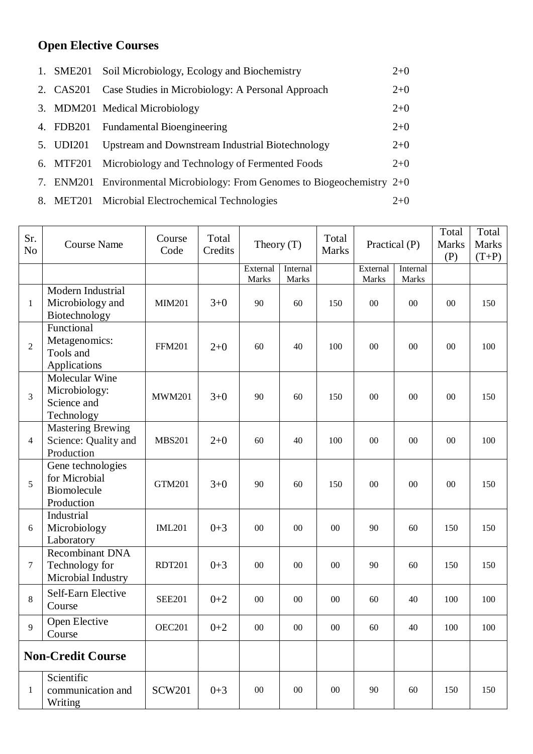## Open Elective Courses

1. SME201 Soil Microbiology, Ecology and Biochemistry 2+0
2. CAS201 Case Studies in Microbiology: A Personal Approach 2+0
3. MDM201 Medical Microbiology 2+0
4. FDB201 Fundamental Bioengineering 2+0
5. UDI201 Upstream and Downstream Industrial Biotechnology 2+0
6. MTF201 Microbiology and Technology of Fermented Foods 2+0
7. ENM201 Environmental Microbiology: From Genomes to Biogeochemistry 2+0
8. MET201 Microbial Electrochemical Technologies 2+0

| Sr. No | Course Name | Course Code | Total Credits | Theory (T) | | Total Marks | Practical (P) | | Total Marks (P) | Total Marks (T+P) |
|---|---|---|---|---|---|---|---|---|---|---|
| | | | | External Marks | Internal Marks | | External Marks | Internal Marks | | |
| 1 | Modern Industrial Microbiology and Biotechnology | MIM201 | 3+0 | 90 | 60 | 150 | 00 | 00 | 00 | 150 |
| 2 | Functional Metagenomics: Tools and Applications | FFM201 | 2+0 | 60 | 40 | 100 | 00 | 00 | 00 | 100 |
| 3 | Molecular Wine Microbiology: Science and Technology | MWM201 | 3+0 | 90 | 60 | 150 | 00 | 00 | 00 | 150 |
| 4 | Mastering Brewing Science: Quality and Production | MBS201 | 2+0 | 60 | 40 | 100 | 00 | 00 | 00 | 100 |
| 5 | Gene technologies for Microbial Biomolecule Production | GTM201 | 3+0 | 90 | 60 | 150 | 00 | 00 | 00 | 150 |
| 6 | Industrial Microbiology Laboratory | IML201 | 0+3 | 00 | 00 | 00 | 90 | 60 | 150 | 150 |
| 7 | Recombinant DNA Technology for Microbial Industry | RDT201 | 0+3 | 00 | 00 | 00 | 90 | 60 | 150 | 150 |
| 8 | Self-Earn Elective Course | SEE201 | 0+2 | 00 | 00 | 00 | 60 | 40 | 100 | 100 |
| 9 | Open Elective Course | OEC201 | 0+2 | 00 | 00 | 00 | 60 | 40 | 100 | 100 |
| **Non-Credit Course** | | | | | | | | | | |
| 1 | Scientific communication and Writing | SCW201 | 0+3 | 00 | 00 | 00 | 90 | 60 | 150 | 150 |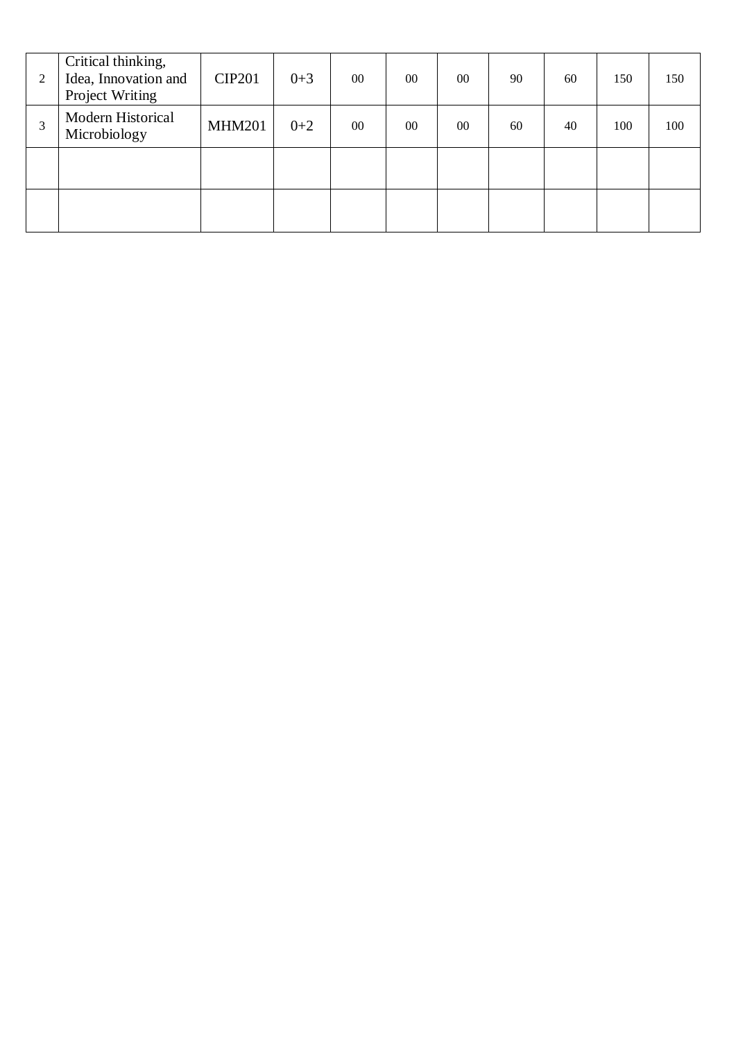| | | | | | | | | | | |
|---|---|---|---|---|---|---|---|---|---|---|
| 2 | Critical thinking, Idea, Innovation and Project Writing | CIP201 | 0+3 | 00 | 00 | 00 | 90 | 60 | 150 | 150 |
| 3 | Modern Historical Microbiology | MHM201 | 0+2 | 00 | 00 | 00 | 60 | 40 | 100 | 100 |
| | | | | | | | | | | |
| | | | | | | | | | | |